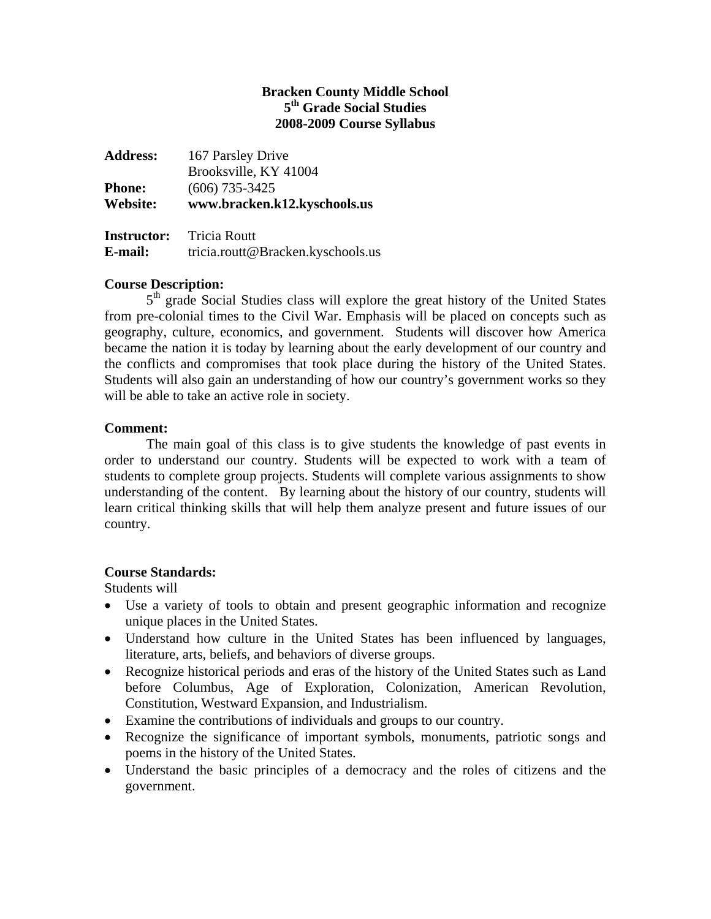# Bracken County Middle School
## 5th Grade Social Studies
## 2008-2009 Course Syllabus

**Address:** 167 Parsley Drive
Brooksville, KY 41004
**Phone:** (606) 735-3425
**Website:** **www.bracken.k12.kyschools.us**

**Instructor:** Tricia Routt
**E-mail:** tricia.routt@Bracken.kyschools.us

**Course Description:**

5th grade Social Studies class will explore the great history of the United States from pre-colonial times to the Civil War. Emphasis will be placed on concepts such as geography, culture, economics, and government. Students will discover how America became the nation it is today by learning about the early development of our country and the conflicts and compromises that took place during the history of the United States. Students will also gain an understanding of how our country's government works so they will be able to take an active role in society.

**Comment:**

The main goal of this class is to give students the knowledge of past events in order to understand our country. Students will be expected to work with a team of students to complete group projects. Students will complete various assignments to show understanding of the content. By learning about the history of our country, students will learn critical thinking skills that will help them analyze present and future issues of our country.

**Course Standards:**

Students will

- Use a variety of tools to obtain and present geographic information and recognize unique places in the United States.
- Understand how culture in the United States has been influenced by languages, literature, arts, beliefs, and behaviors of diverse groups.
- Recognize historical periods and eras of the history of the United States such as Land before Columbus, Age of Exploration, Colonization, American Revolution, Constitution, Westward Expansion, and Industrialism.
- Examine the contributions of individuals and groups to our country.
- Recognize the significance of important symbols, monuments, patriotic songs and poems in the history of the United States.
- Understand the basic principles of a democracy and the roles of citizens and the government.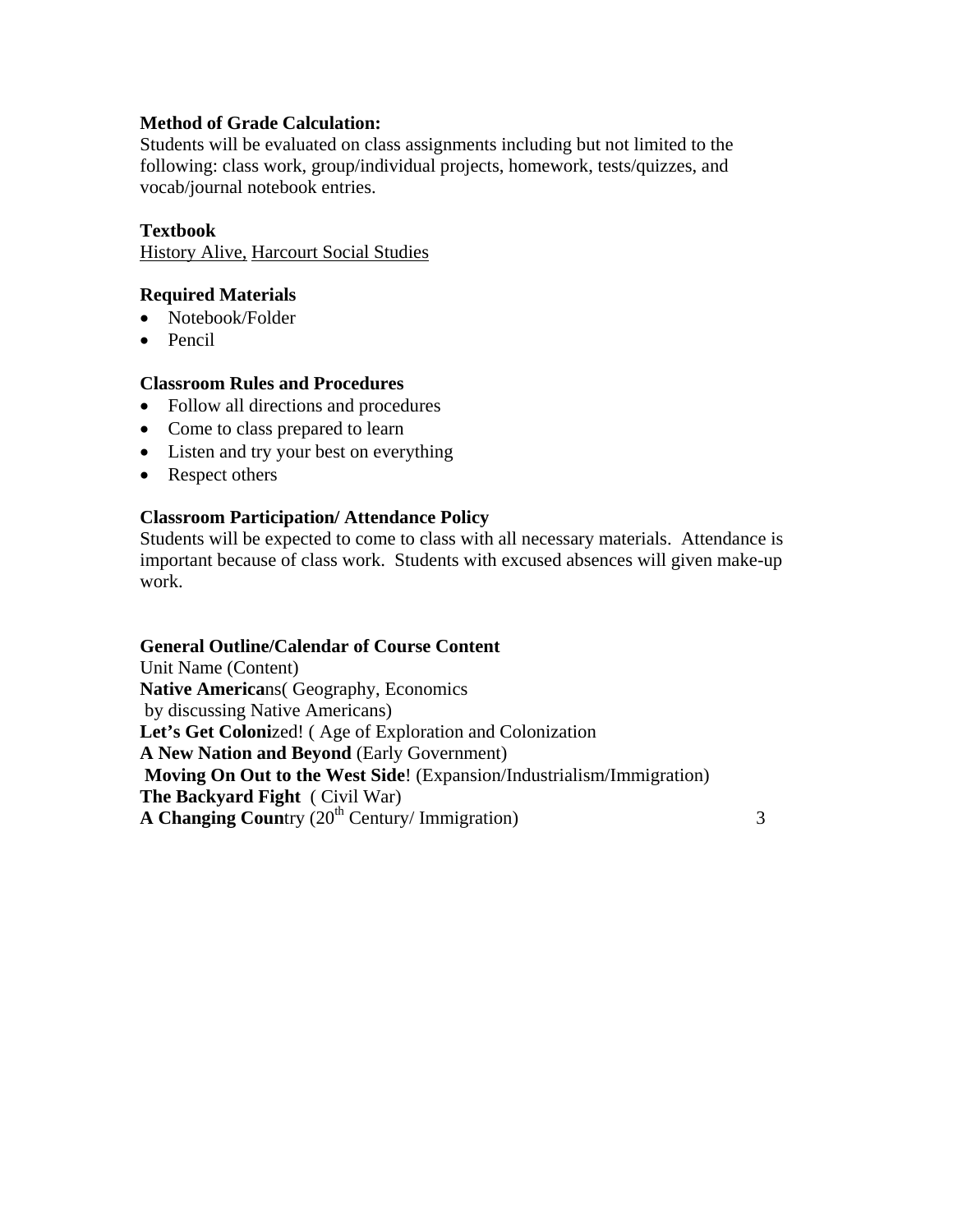**Method of Grade Calculation:**
Students will be evaluated on class assignments including but not limited to the following: class work, group/individual projects, homework, tests/quizzes, and vocab/journal notebook entries.

**Textbook**
History Alive, Harcourt Social Studies

**Required Materials**

- Notebook/Folder
- Pencil

**Classroom Rules and Procedures**

- Follow all directions and procedures
- Come to class prepared to learn
- Listen and try your best on everything
- Respect others

**Classroom Participation/ Attendance Policy**
Students will be expected to come to class with all necessary materials. Attendance is important because of class work. Students with excused absences will given make-up work.

**General Outline/Calendar of Course Content**
Unit Name (Content)
**Native America**ns( Geography, Economics by discussing Native Americans)
**Let's Get Coloni**zed! ( Age of Exploration and Colonization
**A New Nation and Beyond** (Early Government)
**Moving On Out to the West Side**! (Expansion/Industrialism/Immigration)
**The Backyard Fight** ( Civil War)
**A Changing Coun**try ($20^{th}$ Century/ Immigration)